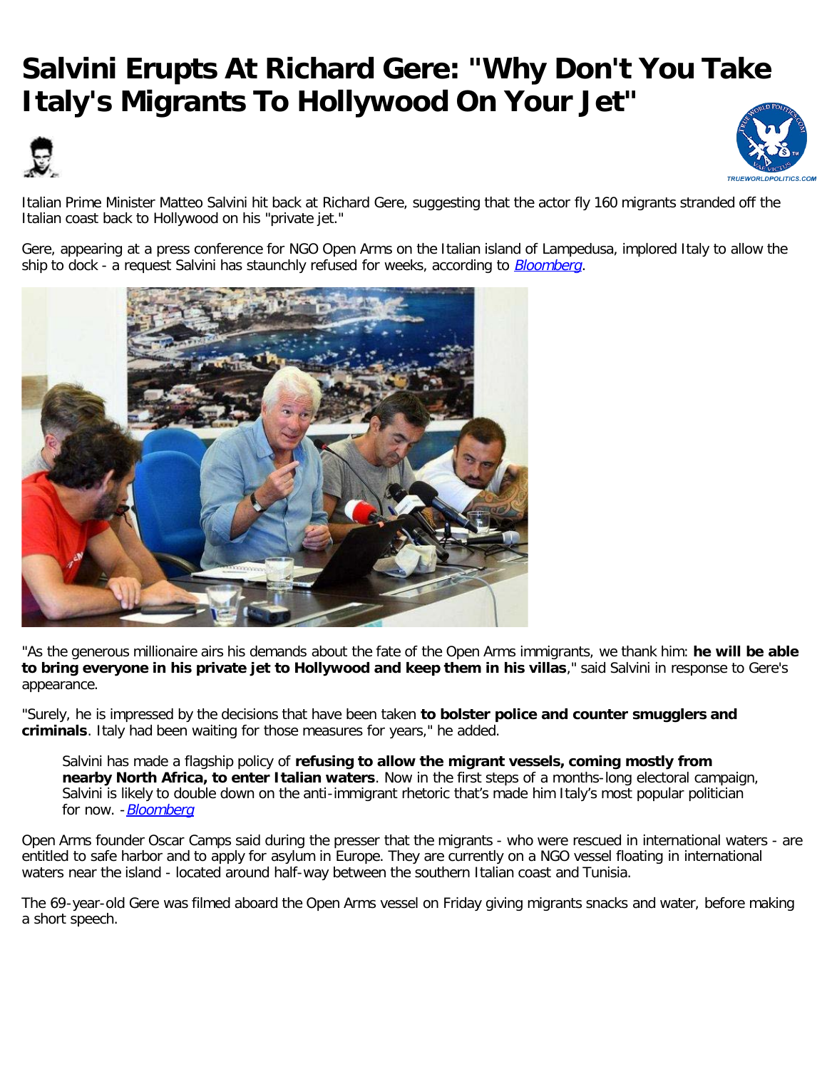# Salvini Erupts At Richard Gere: "Why Don't You Take Italy's Migrants To Hollywood On Your Jet"

Italian Prime Minister Matteo Salvini hit back at Richard Gere, suggesting that the actor fly 160 migrants stranded off the Italian coast back to Hollywood on his "private jet."

Gere, appearing at a press conference for NGO Open Arms on the Italian island of Lampedusa, implored Italy to allow the ship to dock - a request Salvini has staunchly refused for weeks, according to *Bloomberg*.

"As the generous millionaire airs his demands about the fate of the Open Arms immigrants, we thank him: **he will be able to bring everyone in his private jet to Hollywood and keep them in his villas**," said Salvini in response to Gere's appearance.

"Surely, he is impressed by the decisions that have been taken **to bolster police and counter smugglers and criminals**. Italy had been waiting for those measures for years," he added.

> Salvini has made a flagship policy of **refusing to allow the migrant vessels, coming mostly from nearby North Africa, to enter Italian waters**. Now in the first steps of a months-long electoral campaign, Salvini is likely to double down on the anti-immigrant rhetoric that's made him Italy's most popular politician for now. -*Bloomberg*

Open Arms founder Oscar Camps said during the presser that the migrants - who were rescued in international waters - are entitled to safe harbor and to apply for asylum in Europe. They are currently on a NGO vessel floating in international waters near the island - located around half-way between the southern Italian coast and Tunisia.

The 69-year-old Gere was filmed aboard the Open Arms vessel on Friday giving migrants snacks and water, before making a short speech.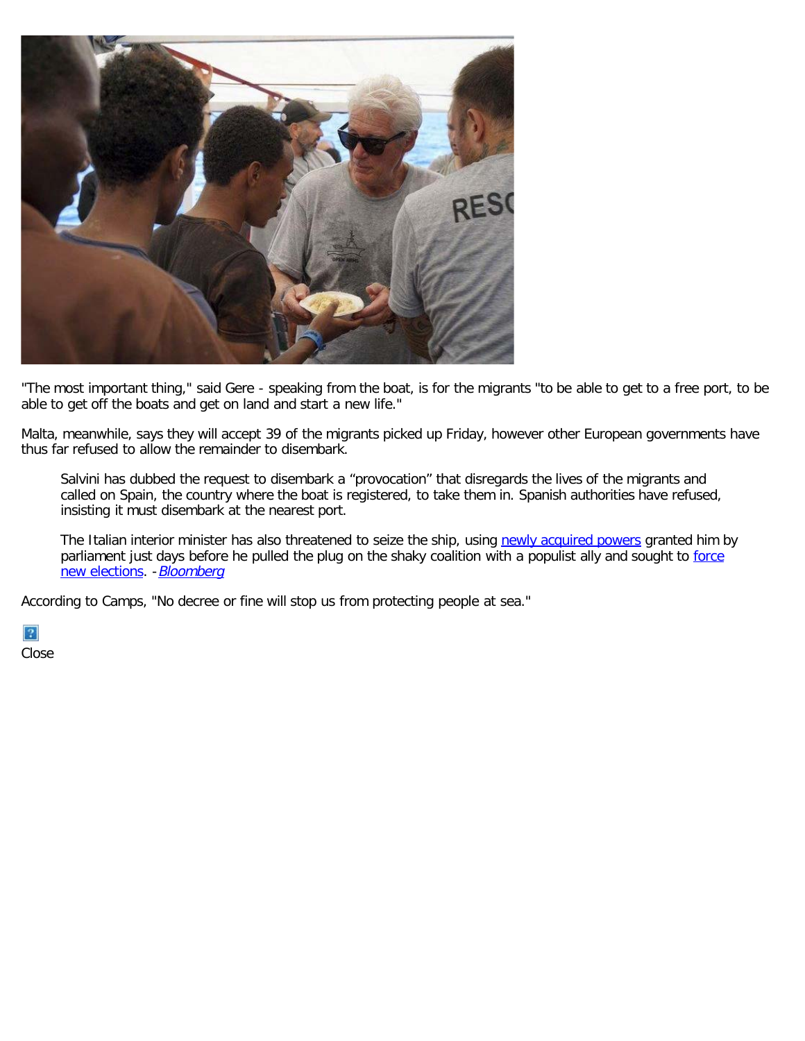"The most important thing," said Gere - speaking from the boat, is for the migrants "to be able to get to a free port, to be able to get off the boats and get on land and start a new life."

Malta, meanwhile, says they will accept 39 of the migrants picked up Friday, however other European governments have thus far refused to allow the remainder to disembark.

> Salvini has dubbed the request to disembark a "provocation" that disregards the lives of the migrants and called on Spain, the country where the boat is registered, to take them in. Spanish authorities have refused, insisting it must disembark at the nearest port.
>
> The Italian interior minister has also threatened to seize the ship, using newly acquired powers granted him by parliament just days before he pulled the plug on the shaky coalition with a populist ally and sought to force new elections. - *Bloomberg*

According to Camps, "No decree or fine will stop us from protecting people at sea."

Close